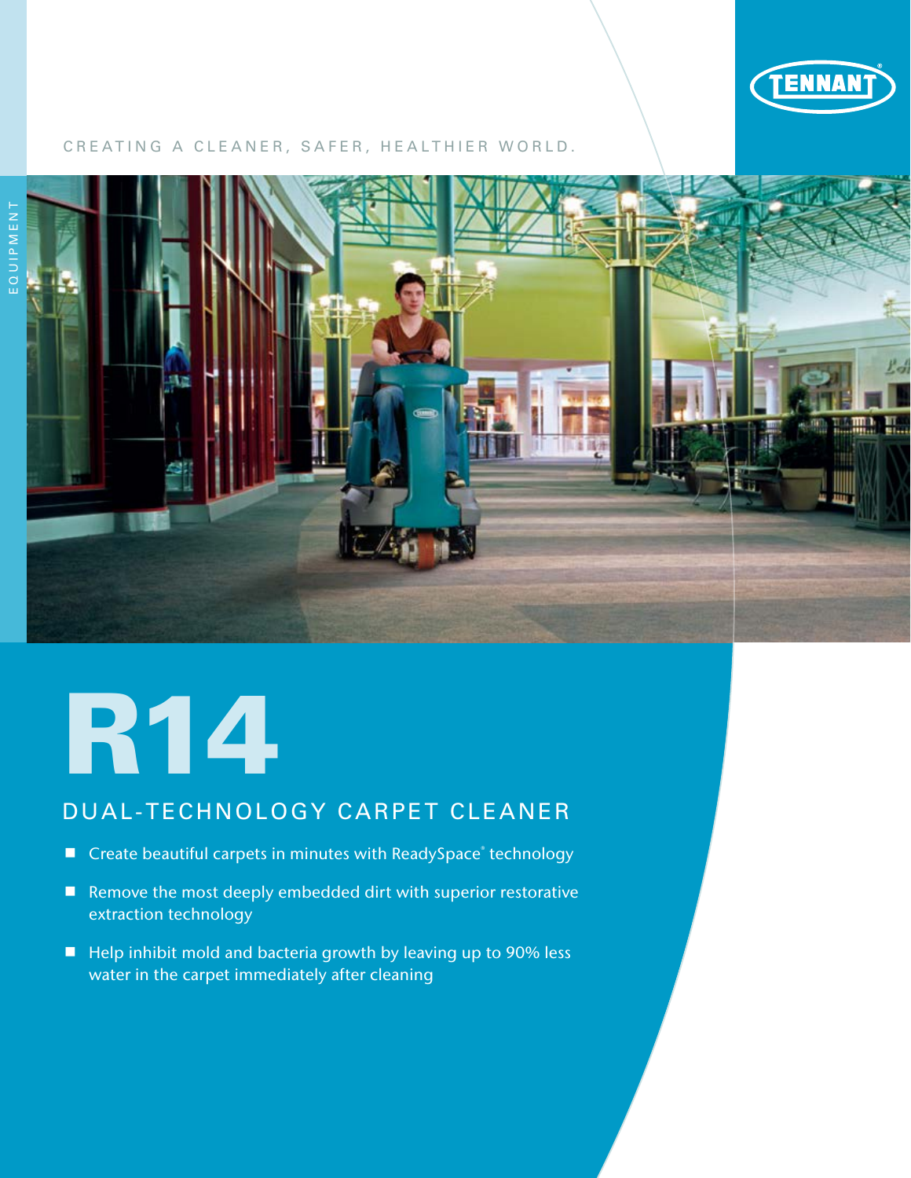TENNANT

CREATING A CLEANER, SAFER, HEALTHIER WORLD.

EQUIPMENT

# R14

## DUAL-TECHNOLOGY CARPET CLEANER

- Create beautiful carpets in minutes with ReadySpace® technology
- Remove the most deeply embedded dirt with superior restorative extraction technology
- Help inhibit mold and bacteria growth by leaving up to 90% less water in the carpet immediately after cleaning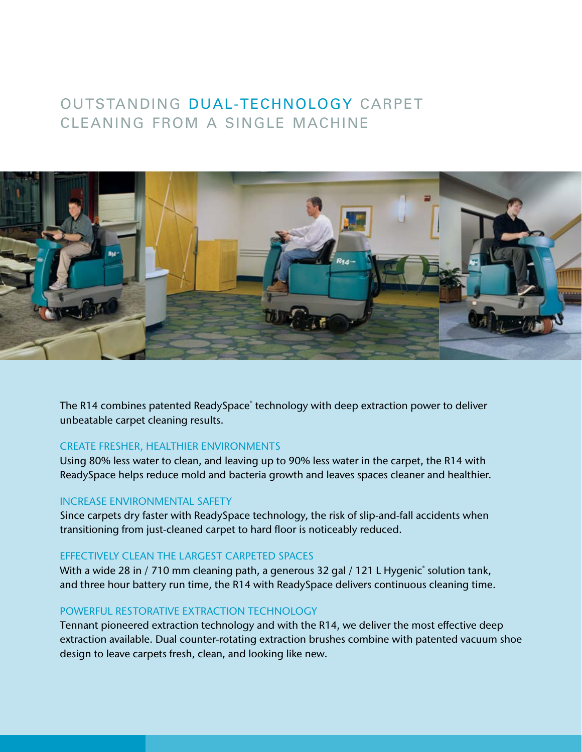# OUTSTANDING DUAL-TECHNOLOGY CARPET CLEANING FROM A SINGLE MACHINE

The R14 combines patented ReadySpace® technology with deep extraction power to deliver unbeatable carpet cleaning results.

## CREATE FRESHER, HEALTHIER ENVIRONMENTS

Using 80% less water to clean, and leaving up to 90% less water in the carpet, the R14 with ReadySpace helps reduce mold and bacteria growth and leaves spaces cleaner and healthier.

## INCREASE ENVIRONMENTAL SAFETY

Since carpets dry faster with ReadySpace technology, the risk of slip-and-fall accidents when transitioning from just-cleaned carpet to hard floor is noticeably reduced.

## EFFECTIVELY CLEAN THE LARGEST CARPETED SPACES

With a wide 28 in / 710 mm cleaning path, a generous 32 gal / 121 L Hygenic® solution tank, and three hour battery run time, the R14 with ReadySpace delivers continuous cleaning time.

## POWERFUL RESTORATIVE EXTRACTION TECHNOLOGY

Tennant pioneered extraction technology and with the R14, we deliver the most effective deep extraction available. Dual counter-rotating extraction brushes combine with patented vacuum shoe design to leave carpets fresh, clean, and looking like new.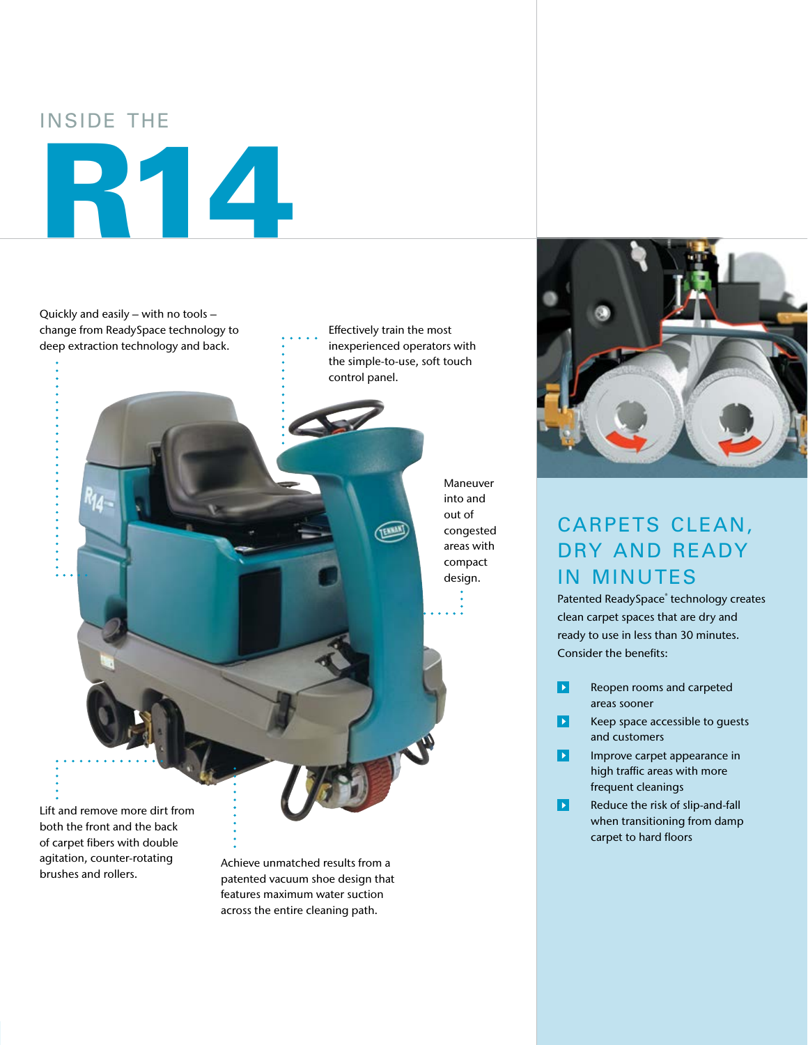# INSIDE THE R14

Quickly and easily – with no tools – change from ReadySpace technology to deep extraction technology and back.

Effectively train the most inexperienced operators with the simple-to-use, soft touch control panel.

Maneuver into and out of congested areas with compact design.

Lift and remove more dirt from both the front and the back of carpet fibers with double agitation, counter-rotating brushes and rollers.

Achieve unmatched results from a patented vacuum shoe design that features maximum water suction across the entire cleaning path.

## CARPETS CLEAN, DRY AND READY IN MINUTES

Patented ReadySpace® technology creates clean carpet spaces that are dry and ready to use in less than 30 minutes. Consider the benefits:

- Reopen rooms and carpeted areas sooner
- Keep space accessible to guests and customers
- Improve carpet appearance in high traffic areas with more frequent cleanings
- Reduce the risk of slip-and-fall when transitioning from damp carpet to hard floors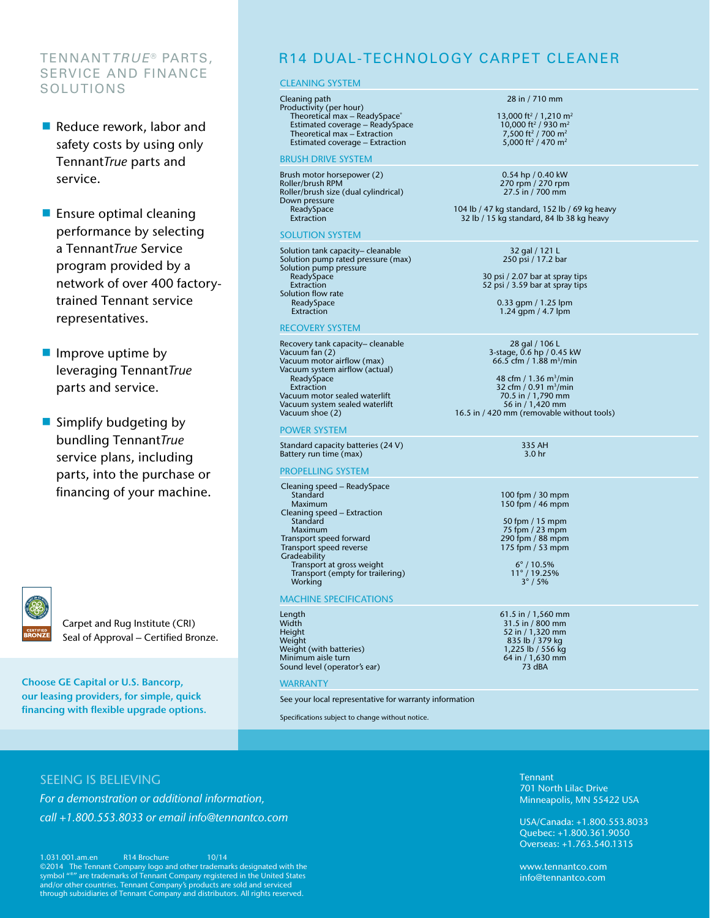## TENNANT*TRUE*® PARTS, SERVICE AND FINANCE SOLUTIONS

- Reduce rework, labor and safety costs by using only Tennant*True* parts and service.
- Ensure optimal cleaning performance by selecting a Tennant*True* Service program provided by a network of over 400 factory-trained Tennant service representatives.
- Improve uptime by leveraging Tennant*True* parts and service.
- Simplify budgeting by bundling Tennant*True* service plans, including parts, into the purchase or financing of your machine.

CERTIFIED BRONZE

Carpet and Rug Institute (CRI) Seal of Approval – Certified Bronze.

**Choose GE Capital or U.S. Bancorp, our leasing providers, for simple, quick financing with flexible upgrade options.**

# R14 DUAL-TECHNOLOGY CARPET CLEANER

### CLEANING SYSTEM

| | |
|---|---|
| Cleaning path | 28 in / 710 mm |
| Productivity (per hour) | |
| Theoretical max – ReadySpace® | 13,000 ft² / 1,210 m² |
| Estimated coverage – ReadySpace | 10,000 ft² / 930 m² |
| Theoretical max – Extraction | 7,500 ft² / 700 m² |
| Estimated coverage – Extraction | 5,000 ft² / 470 m² |

### BRUSH DRIVE SYSTEM

| | |
|---|---|
| Brush motor horsepower (2) | 0.54 hp / 0.40 kW |
| Roller/brush RPM | 270 rpm / 270 rpm |
| Roller/brush size (dual cylindrical) | 27.5 in / 700 mm |
| Down pressure | |
| ReadySpace | 104 lb / 47 kg standard, 152 lb / 69 kg heavy |
| Extraction | 32 lb / 15 kg standard, 84 lb 38 kg heavy |

### SOLUTION SYSTEM

| | |
|---|---|
| Solution tank capacity– cleanable | 32 gal / 121 L |
| Solution pump rated pressure (max) | 250 psi / 17.2 bar |
| Solution pump pressure | |
| ReadySpace | 30 psi / 2.07 bar at spray tips |
| Extraction | 52 psi / 3.59 bar at spray tips |
| Solution flow rate | |
| ReadySpace | 0.33 gpm / 1.25 lpm |
| Extraction | 1.24 gpm / 4.7 lpm |

### RECOVERY SYSTEM

| | |
|---|---|
| Recovery tank capacity– cleanable | 28 gal / 106 L |
| Vacuum fan (2) | 3-stage, 0.6 hp / 0.45 kW |
| Vacuum motor airflow (max) | 66.5 cfm / 1.88 m³/min |
| Vacuum system airflow (actual) | |
| ReadySpace | 48 cfm / 1.36 m³/min |
| Extraction | 32 cfm / 0.91 m³/min |
| Vacuum motor sealed waterlift | 70.5 in / 1,790 mm |
| Vacuum system sealed waterlift | 56 in / 1,420 mm |
| Vacuum shoe (2) | 16.5 in / 420 mm (removable without tools) |

### POWER SYSTEM

| | |
|---|---|
| Standard capacity batteries (24 V) | 335 AH |
| Battery run time (max) | 3.0 hr |

### PROPELLING SYSTEM

| | |
|---|---|
| Cleaning speed – ReadySpace | |
| Standard | 100 fpm / 30 mpm |
| Maximum | 150 fpm / 46 mpm |
| Cleaning speed – Extraction | |
| Standard | 50 fpm / 15 mpm |
| Maximum | 75 fpm / 23 mpm |
| Transport speed forward | 290 fpm / 88 mpm |
| Transport speed reverse | 175 fpm / 53 mpm |
| Gradeability | |
| Transport at gross weight | 6° / 10.5% |
| Transport (empty for trailering) | 11° / 19.25% |
| Working | 3° / 5% |

### MACHINE SPECIFICATIONS

| | |
|---|---|
| Length | 61.5 in / 1,560 mm |
| Width | 31.5 in / 800 mm |
| Height | 52 in / 1,320 mm |
| Weight | 835 lb / 379 kg |
| Weight (with batteries) | 1,225 lb / 556 kg |
| Minimum aisle turn | 64 in / 1,630 mm |
| Sound level (operator's ear) | 73 dBA |

### WARRANTY

See your local representative for warranty information

Specifications subject to change without notice.

## SEEING IS BELIEVING

*For a demonstration or additional information, call +1.800.553.8033 or email info@tennantco.com*

1.031.001.am.en R14 Brochure 10/14

©2014 The Tennant Company logo and other trademarks designated with the symbol "®" are trademarks of Tennant Company registered in the United States and/or other countries. Tennant Company's products are sold and serviced through subsidiaries of Tennant Company and distributors. All rights reserved.

Tennant
701 North Lilac Drive
Minneapolis, MN 55422 USA

USA/Canada: +1.800.553.8033
Quebec: +1.800.361.9050
Overseas: +1.763.540.1315

www.tennantco.com
info@tennantco.com